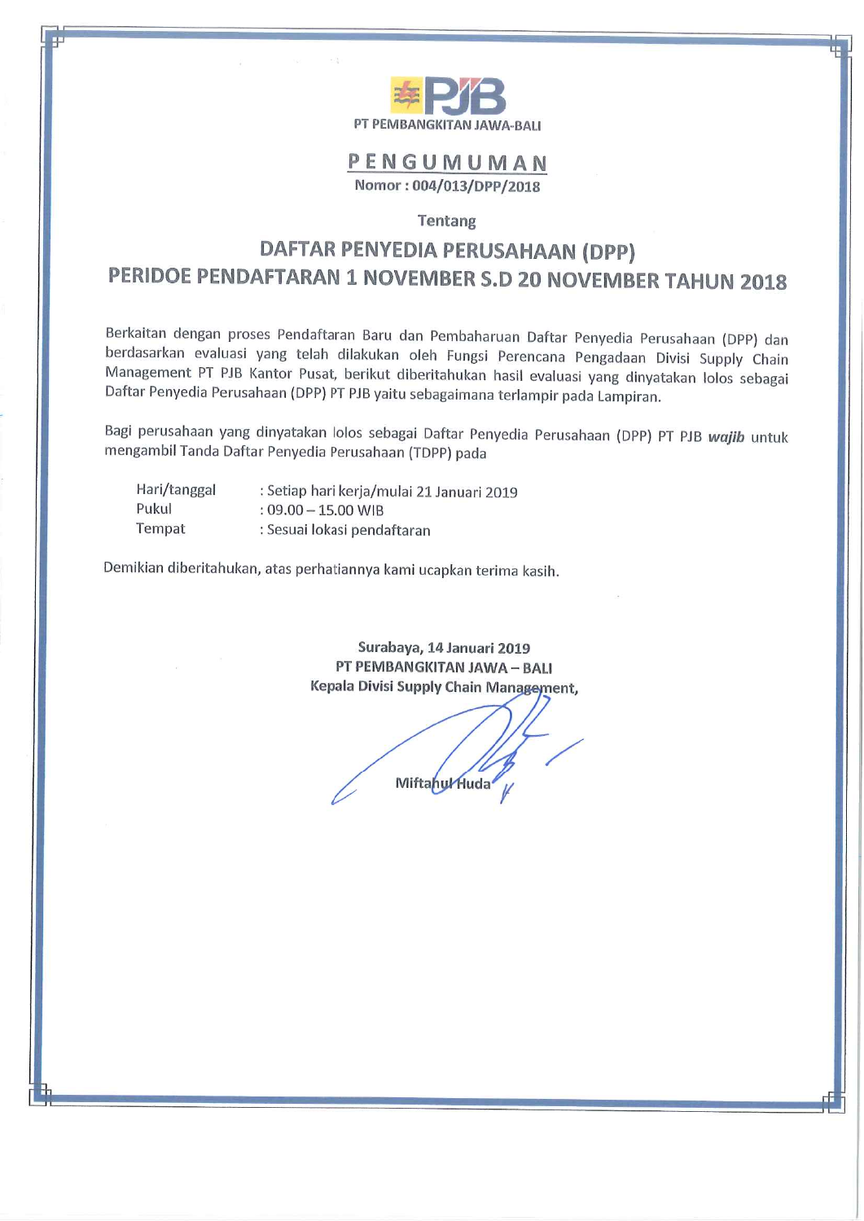PT PEMBANGKITAN JAWA-BALI

# PENGUMUMAN

**Nomor : 004/013/DPP/2018**

**Tentang**

## DAFTAR PENYEDIA PERUSAHAAN (DPP)
## PERIDOE PENDAFTARAN 1 NOVEMBER S.D 20 NOVEMBER TAHUN 2018

Berkaitan dengan proses Pendaftaran Baru dan Pembaharuan Daftar Penyedia Perusahaan (DPP) dan berdasarkan evaluasi yang telah dilakukan oleh Fungsi Perencana Pengadaan Divisi Supply Chain Management PT PJB Kantor Pusat, berikut diberitahukan hasil evaluasi yang dinyatakan lolos sebagai Daftar Penyedia Perusahaan (DPP) PT PJB yaitu sebagaimana terlampir pada Lampiran.

Bagi perusahaan yang dinyatakan lolos sebagai Daftar Penyedia Perusahaan (DPP) PT PJB ***wajib*** untuk mengambil Tanda Daftar Penyedia Perusahaan (TDPP) pada

| | |
|---|---|
| Hari/tanggal | : Setiap hari kerja/mulai 21 Januari 2019 |
| Pukul | : 09.00 – 15.00 WIB |
| Tempat | : Sesuai lokasi pendaftaran |

Demikian diberitahukan, atas perhatiannya kami ucapkan terima kasih.

**Surabaya, 14 Januari 2019**
**PT PEMBANGKITAN JAWA – BALI**
**Kepala Divisi Supply Chain Management,**

**Miftahul Huda**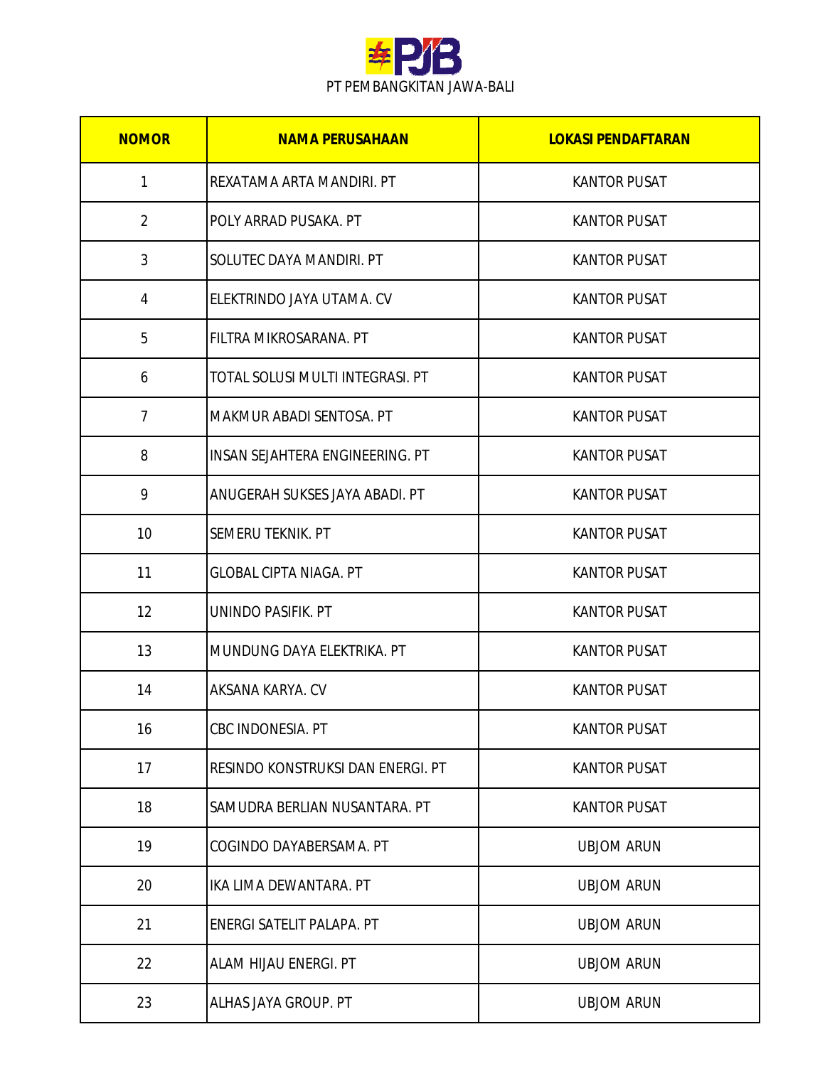PT PEMBANGKITAN JAWA-BALI

| NOMOR | NAMA PERUSAHAAN | LOKASI PENDAFTARAN |
|---|---|---|
| 1 | REXATAMA ARTA MANDIRI. PT | KANTOR PUSAT |
| 2 | POLY ARRAD PUSAKA. PT | KANTOR PUSAT |
| 3 | SOLUTEC DAYA MANDIRI. PT | KANTOR PUSAT |
| 4 | ELEKTRINDO JAYA UTAMA. CV | KANTOR PUSAT |
| 5 | FILTRA MIKROSARANA. PT | KANTOR PUSAT |
| 6 | TOTAL SOLUSI MULTI INTEGRASI. PT | KANTOR PUSAT |
| 7 | MAKMUR ABADI SENTOSA. PT | KANTOR PUSAT |
| 8 | INSAN SEJAHTERA ENGINEERING. PT | KANTOR PUSAT |
| 9 | ANUGERAH SUKSES JAYA ABADI. PT | KANTOR PUSAT |
| 10 | SEMERU TEKNIK. PT | KANTOR PUSAT |
| 11 | GLOBAL CIPTA NIAGA. PT | KANTOR PUSAT |
| 12 | UNINDO PASIFIK. PT | KANTOR PUSAT |
| 13 | MUNDUNG DAYA ELEKTRIKA. PT | KANTOR PUSAT |
| 14 | AKSANA KARYA. CV | KANTOR PUSAT |
| 16 | CBC INDONESIA. PT | KANTOR PUSAT |
| 17 | RESINDO KONSTRUKSI DAN ENERGI. PT | KANTOR PUSAT |
| 18 | SAMUDRA BERLIAN NUSANTARA. PT | KANTOR PUSAT |
| 19 | COGINDO DAYABERSAMA. PT | UBJOM ARUN |
| 20 | IKA LIMA DEWANTARA. PT | UBJOM ARUN |
| 21 | ENERGI SATELIT PALAPA. PT | UBJOM ARUN |
| 22 | ALAM HIJAU ENERGI. PT | UBJOM ARUN |
| 23 | ALHAS JAYA GROUP. PT | UBJOM ARUN |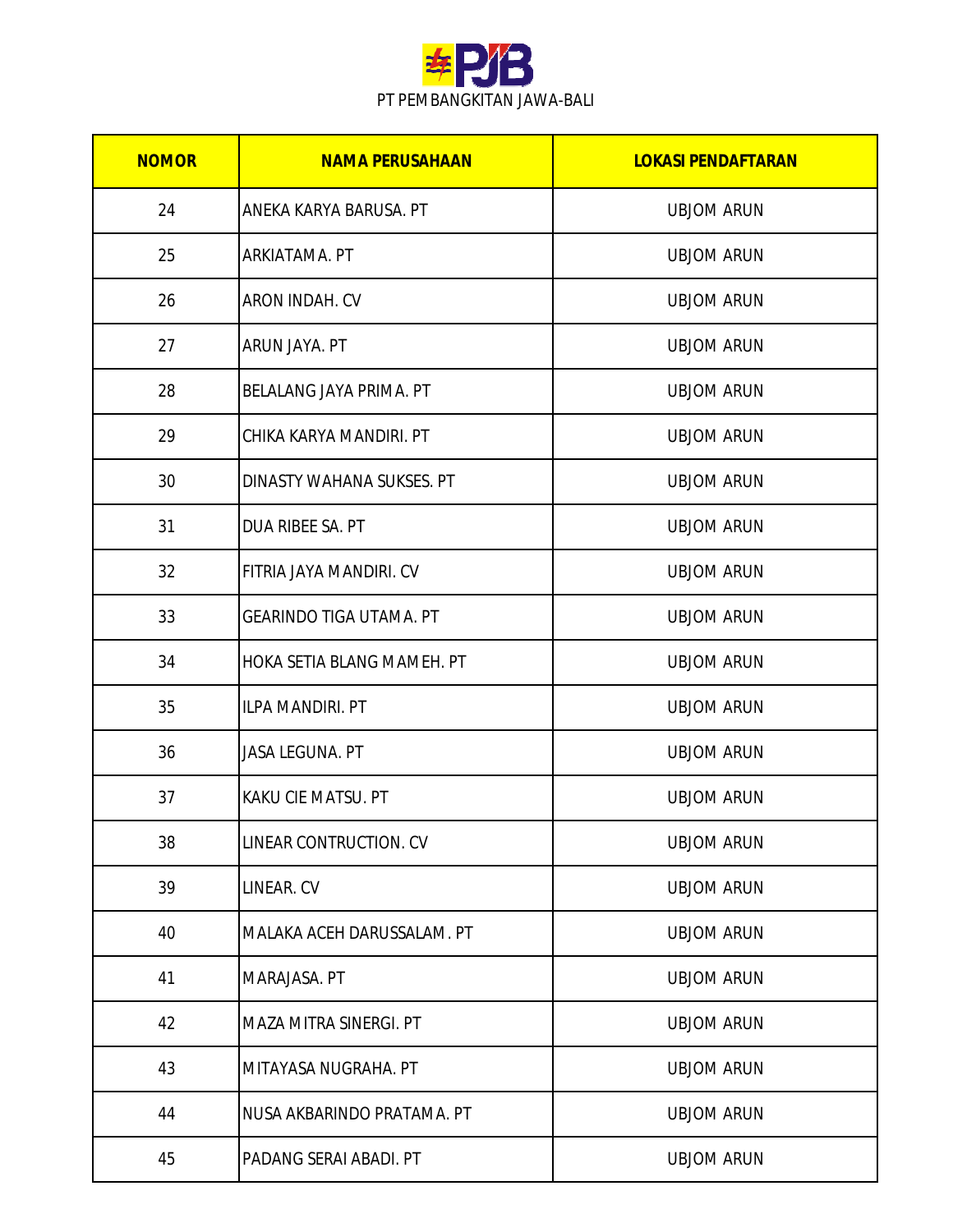PT PEMBANGKITAN JAWA-BALI

| NOMOR | NAMA PERUSAHAAN | LOKASI PENDAFTARAN |
|---|---|---|
| 24 | ANEKA KARYA BARUSA. PT | UBJOM ARUN |
| 25 | ARKIATAMA. PT | UBJOM ARUN |
| 26 | ARON INDAH. CV | UBJOM ARUN |
| 27 | ARUN JAYA. PT | UBJOM ARUN |
| 28 | BELALANG JAYA PRIMA. PT | UBJOM ARUN |
| 29 | CHIKA KARYA MANDIRI. PT | UBJOM ARUN |
| 30 | DINASTY WAHANA SUKSES. PT | UBJOM ARUN |
| 31 | DUA RIBEE SA. PT | UBJOM ARUN |
| 32 | FITRIA JAYA MANDIRI. CV | UBJOM ARUN |
| 33 | GEARINDO TIGA UTAMA. PT | UBJOM ARUN |
| 34 | HOKA SETIA BLANG MAMEH. PT | UBJOM ARUN |
| 35 | ILPA MANDIRI. PT | UBJOM ARUN |
| 36 | JASA LEGUNA. PT | UBJOM ARUN |
| 37 | KAKU CIE MATSU. PT | UBJOM ARUN |
| 38 | LINEAR CONTRUCTION. CV | UBJOM ARUN |
| 39 | LINEAR. CV | UBJOM ARUN |
| 40 | MALAKA ACEH DARUSSALAM. PT | UBJOM ARUN |
| 41 | MARAJASA. PT | UBJOM ARUN |
| 42 | MAZA MITRA SINERGI. PT | UBJOM ARUN |
| 43 | MITAYASA NUGRAHA. PT | UBJOM ARUN |
| 44 | NUSA AKBARINDO PRATAMA. PT | UBJOM ARUN |
| 45 | PADANG SERAI ABADI. PT | UBJOM ARUN |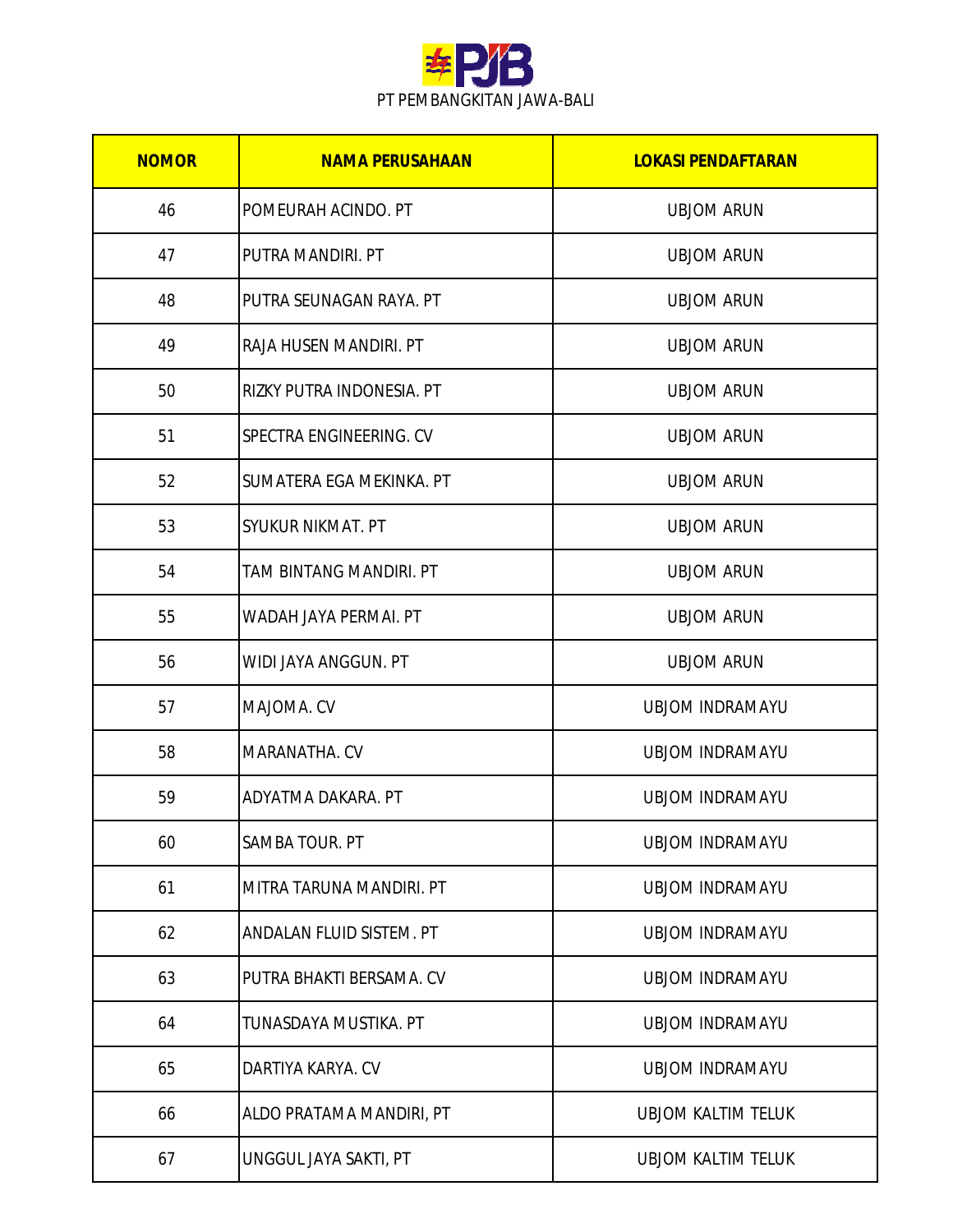PT PEMBANGKITAN JAWA-BALI

| NOMOR | NAMA PERUSAHAAN | LOKASI PENDAFTARAN |
|---|---|---|
| 46 | POMEURAH ACINDO. PT | UBJOM ARUN |
| 47 | PUTRA MANDIRI. PT | UBJOM ARUN |
| 48 | PUTRA SEUNAGAN RAYA. PT | UBJOM ARUN |
| 49 | RAJA HUSEN MANDIRI. PT | UBJOM ARUN |
| 50 | RIZKY PUTRA INDONESIA. PT | UBJOM ARUN |
| 51 | SPECTRA ENGINEERING. CV | UBJOM ARUN |
| 52 | SUMATERA EGA MEKINKA. PT | UBJOM ARUN |
| 53 | SYUKUR NIKMAT. PT | UBJOM ARUN |
| 54 | TAM BINTANG MANDIRI. PT | UBJOM ARUN |
| 55 | WADAH JAYA PERMAI. PT | UBJOM ARUN |
| 56 | WIDI JAYA ANGGUN. PT | UBJOM ARUN |
| 57 | MAJOMA. CV | UBJOM INDRAMAYU |
| 58 | MARANATHA. CV | UBJOM INDRAMAYU |
| 59 | ADYATMA DAKARA. PT | UBJOM INDRAMAYU |
| 60 | SAMBA TOUR. PT | UBJOM INDRAMAYU |
| 61 | MITRA TARUNA MANDIRI. PT | UBJOM INDRAMAYU |
| 62 | ANDALAN FLUID SISTEM. PT | UBJOM INDRAMAYU |
| 63 | PUTRA BHAKTI BERSAMA. CV | UBJOM INDRAMAYU |
| 64 | TUNASDAYA MUSTIKA. PT | UBJOM INDRAMAYU |
| 65 | DARTIYA KARYA. CV | UBJOM INDRAMAYU |
| 66 | ALDO PRATAMA MANDIRI, PT | UBJOM KALTIM TELUK |
| 67 | UNGGUL JAYA SAKTI, PT | UBJOM KALTIM TELUK |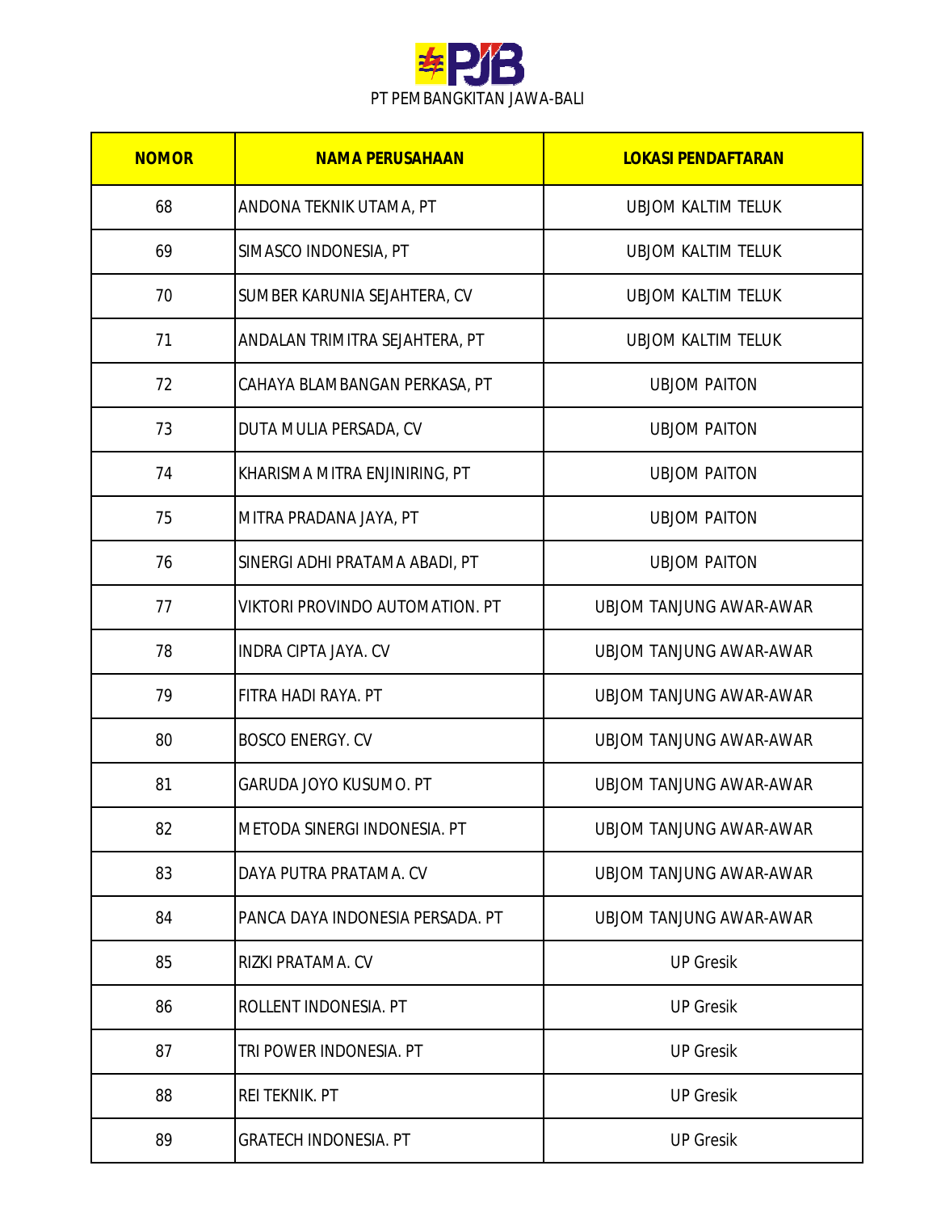PT PEMBANGKITAN JAWA-BALI

| NOMOR | NAMA PERUSAHAAN | LOKASI PENDAFTARAN |
|---|---|---|
| 68 | ANDONA TEKNIK UTAMA, PT | UBJOM KALTIM TELUK |
| 69 | SIMASCO INDONESIA, PT | UBJOM KALTIM TELUK |
| 70 | SUMBER KARUNIA SEJAHTERA, CV | UBJOM KALTIM TELUK |
| 71 | ANDALAN TRIMITRA SEJAHTERA, PT | UBJOM KALTIM TELUK |
| 72 | CAHAYA BLAMBANGAN PERKASA, PT | UBJOM PAITON |
| 73 | DUTA MULIA PERSADA, CV | UBJOM PAITON |
| 74 | KHARISMA MITRA ENJINIRING, PT | UBJOM PAITON |
| 75 | MITRA PRADANA JAYA, PT | UBJOM PAITON |
| 76 | SINERGI ADHI PRATAMA ABADI, PT | UBJOM PAITON |
| 77 | VIKTORI PROVINDO AUTOMATION. PT | UBJOM TANJUNG AWAR-AWAR |
| 78 | INDRA CIPTA JAYA. CV | UBJOM TANJUNG AWAR-AWAR |
| 79 | FITRA HADI RAYA. PT | UBJOM TANJUNG AWAR-AWAR |
| 80 | BOSCO ENERGY. CV | UBJOM TANJUNG AWAR-AWAR |
| 81 | GARUDA JOYO KUSUMO. PT | UBJOM TANJUNG AWAR-AWAR |
| 82 | METODA SINERGI INDONESIA. PT | UBJOM TANJUNG AWAR-AWAR |
| 83 | DAYA PUTRA PRATAMA. CV | UBJOM TANJUNG AWAR-AWAR |
| 84 | PANCA DAYA INDONESIA PERSADA. PT | UBJOM TANJUNG AWAR-AWAR |
| 85 | RIZKI PRATAMA. CV | UP Gresik |
| 86 | ROLLENT INDONESIA. PT | UP Gresik |
| 87 | TRI POWER INDONESIA. PT | UP Gresik |
| 88 | REI TEKNIK. PT | UP Gresik |
| 89 | GRATECH INDONESIA. PT | UP Gresik |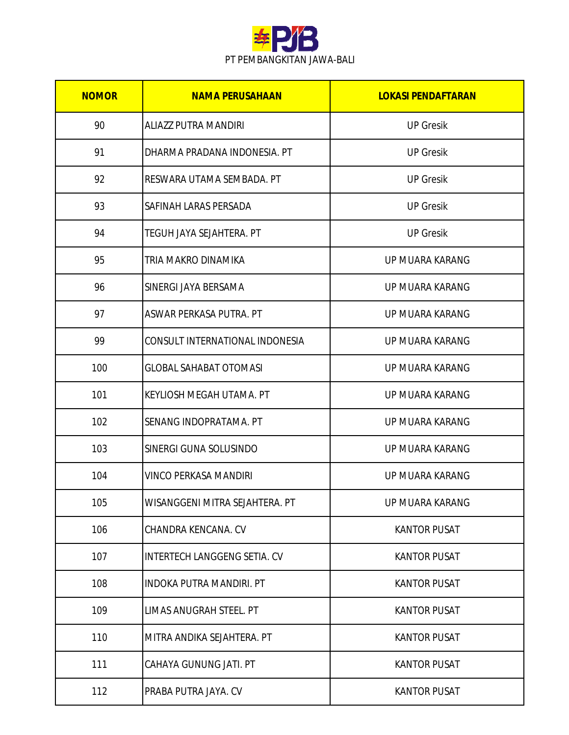PT PEMBANGKITAN JAWA-BALI

| NOMOR | NAMA PERUSAHAAN | LOKASI PENDAFTARAN |
|---|---|---|
| 90 | ALIAZZ PUTRA MANDIRI | UP Gresik |
| 91 | DHARMA PRADANA INDONESIA. PT | UP Gresik |
| 92 | RESWARA UTAMA SEMBADA. PT | UP Gresik |
| 93 | SAFINAH LARAS PERSADA | UP Gresik |
| 94 | TEGUH JAYA SEJAHTERA. PT | UP Gresik |
| 95 | TRIA MAKRO DINAMIKA | UP MUARA KARANG |
| 96 | SINERGI JAYA BERSAMA | UP MUARA KARANG |
| 97 | ASWAR PERKASA PUTRA. PT | UP MUARA KARANG |
| 99 | CONSULT INTERNATIONAL INDONESIA | UP MUARA KARANG |
| 100 | GLOBAL SAHABAT OTOMASI | UP MUARA KARANG |
| 101 | KEYLIOSH MEGAH UTAMA. PT | UP MUARA KARANG |
| 102 | SENANG INDOPRATAMA. PT | UP MUARA KARANG |
| 103 | SINERGI GUNA SOLUSINDO | UP MUARA KARANG |
| 104 | VINCO PERKASA MANDIRI | UP MUARA KARANG |
| 105 | WISANGGENI MITRA SEJAHTERA. PT | UP MUARA KARANG |
| 106 | CHANDRA KENCANA. CV | KANTOR PUSAT |
| 107 | INTERTECH LANGGENG SETIA. CV | KANTOR PUSAT |
| 108 | INDOKA PUTRA MANDIRI. PT | KANTOR PUSAT |
| 109 | LIMAS ANUGRAH STEEL. PT | KANTOR PUSAT |
| 110 | MITRA ANDIKA SEJAHTERA. PT | KANTOR PUSAT |
| 111 | CAHAYA GUNUNG JATI. PT | KANTOR PUSAT |
| 112 | PRABA PUTRA JAYA. CV | KANTOR PUSAT |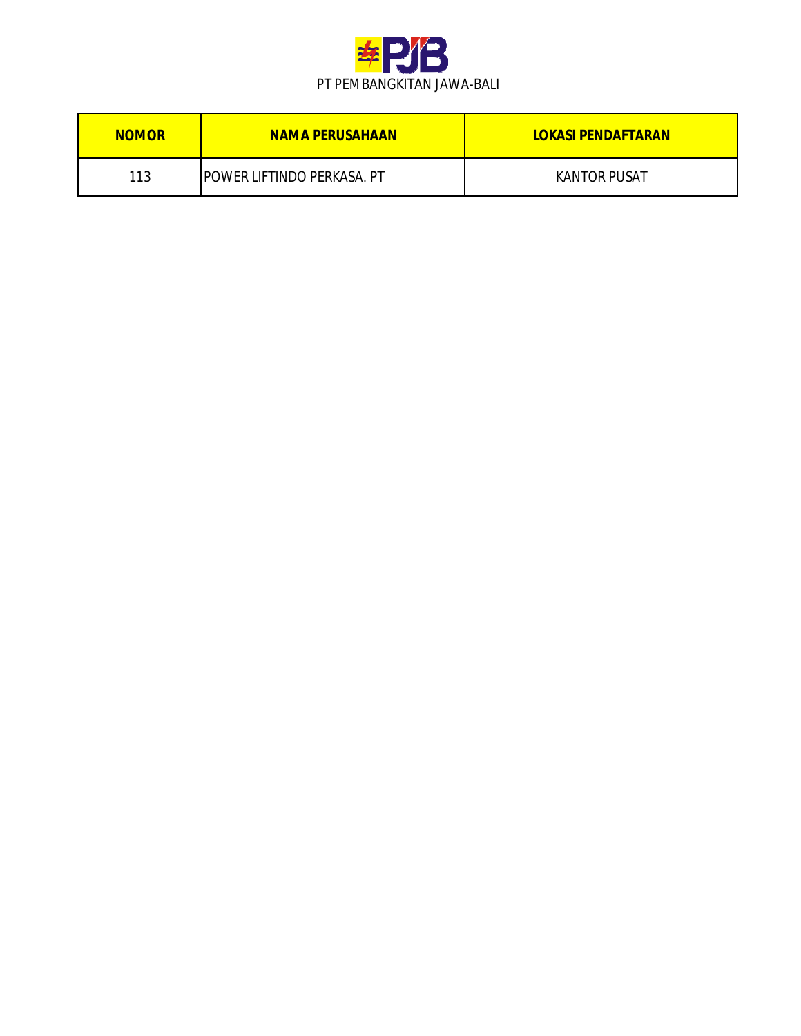PT PEMBANGKITAN JAWA-BALI

| NOMOR | NAMA PERUSAHAAN | LOKASI PENDAFTARAN |
|---|---|---|
| 113 | POWER LIFTINDO PERKASA. PT | KANTOR PUSAT |